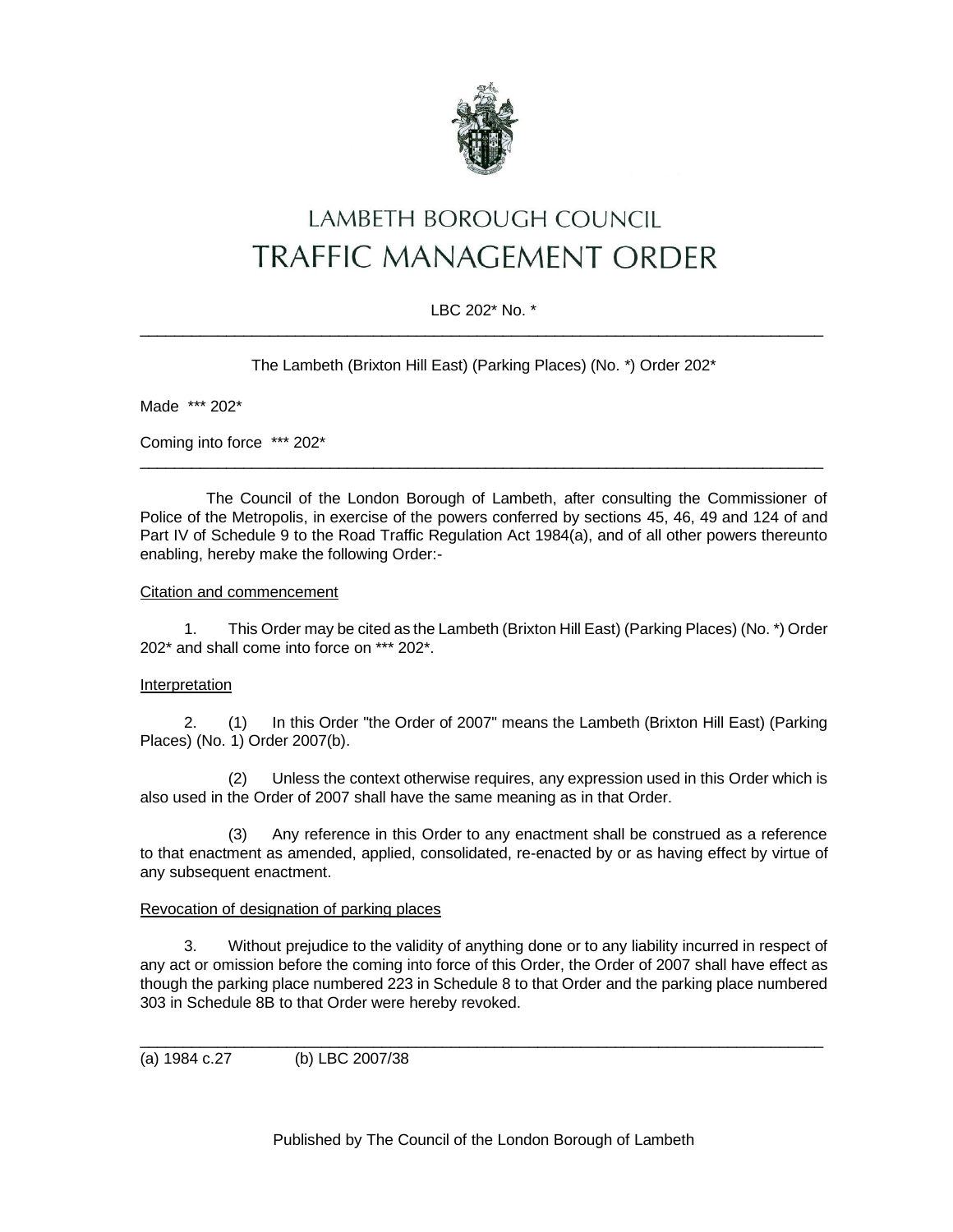# LAMBETH BOROUGH COUNCIL
# TRAFFIC MANAGEMENT ORDER

LBC 202* No. *

---

The Lambeth (Brixton Hill East) (Parking Places) (No. *) Order 202*

Made *** 202*

Coming into force *** 202*

---

The Council of the London Borough of Lambeth, after consulting the Commissioner of Police of the Metropolis, in exercise of the powers conferred by sections 45, 46, 49 and 124 of and Part IV of Schedule 9 to the Road Traffic Regulation Act 1984(a), and of all other powers thereunto enabling, hereby make the following Order:-

Citation and commencement

1. This Order may be cited as the Lambeth (Brixton Hill East) (Parking Places) (No. *) Order 202* and shall come into force on *** 202*.

Interpretation

2. (1) In this Order "the Order of 2007" means the Lambeth (Brixton Hill East) (Parking Places) (No. 1) Order 2007(b).

(2) Unless the context otherwise requires, any expression used in this Order which is also used in the Order of 2007 shall have the same meaning as in that Order.

(3) Any reference in this Order to any enactment shall be construed as a reference to that enactment as amended, applied, consolidated, re-enacted by or as having effect by virtue of any subsequent enactment.

Revocation of designation of parking places

3. Without prejudice to the validity of anything done or to any liability incurred in respect of any act or omission before the coming into force of this Order, the Order of 2007 shall have effect as though the parking place numbered 223 in Schedule 8 to that Order and the parking place numbered 303 in Schedule 8B to that Order were hereby revoked.

---

(a) 1984 c.27 (b) LBC 2007/38

Published by The Council of the London Borough of Lambeth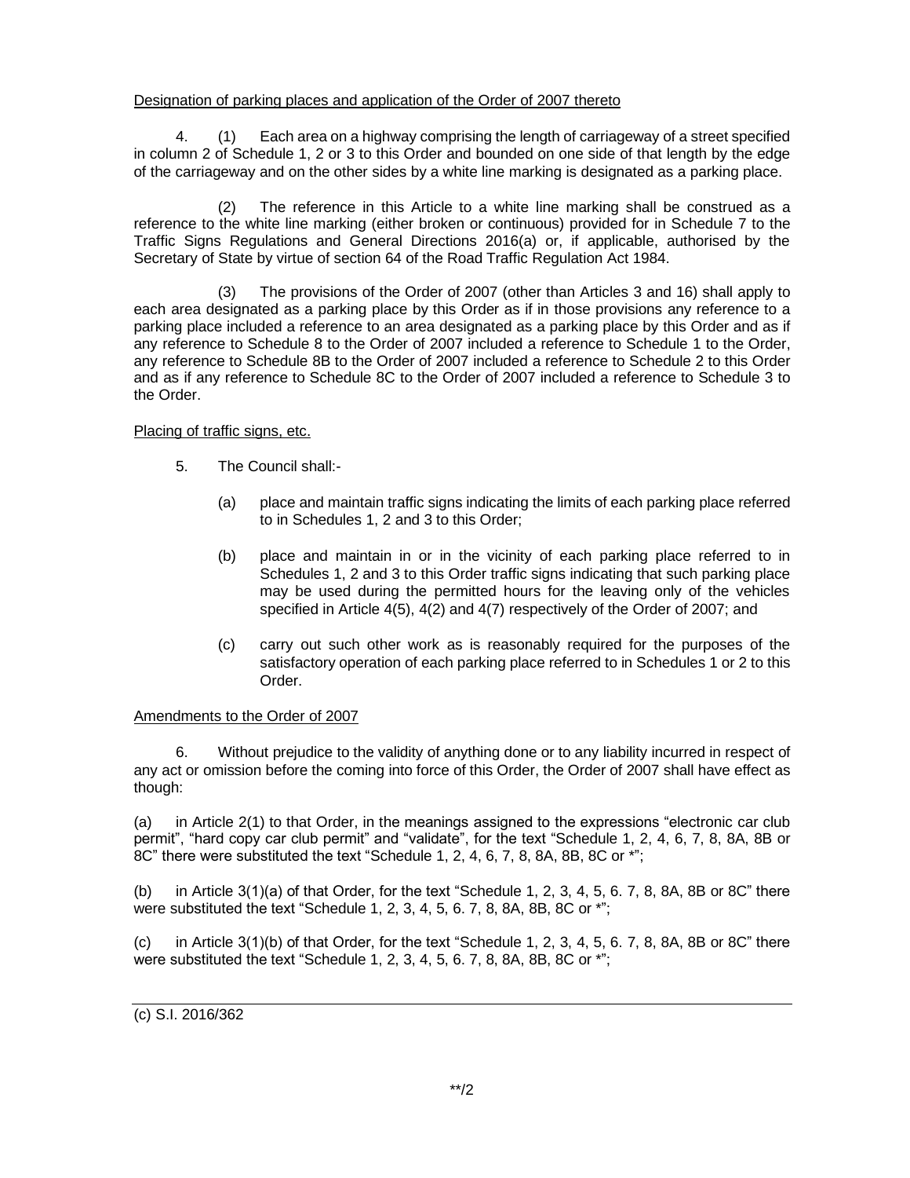Designation of parking places and application of the Order of 2007 thereto

4. (1) Each area on a highway comprising the length of carriageway of a street specified in column 2 of Schedule 1, 2 or 3 to this Order and bounded on one side of that length by the edge of the carriageway and on the other sides by a white line marking is designated as a parking place.

(2) The reference in this Article to a white line marking shall be construed as a reference to the white line marking (either broken or continuous) provided for in Schedule 7 to the Traffic Signs Regulations and General Directions 2016(a) or, if applicable, authorised by the Secretary of State by virtue of section 64 of the Road Traffic Regulation Act 1984.

(3) The provisions of the Order of 2007 (other than Articles 3 and 16) shall apply to each area designated as a parking place by this Order as if in those provisions any reference to a parking place included a reference to an area designated as a parking place by this Order and as if any reference to Schedule 8 to the Order of 2007 included a reference to Schedule 1 to the Order, any reference to Schedule 8B to the Order of 2007 included a reference to Schedule 2 to this Order and as if any reference to Schedule 8C to the Order of 2007 included a reference to Schedule 3 to the Order.

Placing of traffic signs, etc.

5. The Council shall:-

(a) place and maintain traffic signs indicating the limits of each parking place referred to in Schedules 1, 2 and 3 to this Order;

(b) place and maintain in or in the vicinity of each parking place referred to in Schedules 1, 2 and 3 to this Order traffic signs indicating that such parking place may be used during the permitted hours for the leaving only of the vehicles specified in Article 4(5), 4(2) and 4(7) respectively of the Order of 2007; and

(c) carry out such other work as is reasonably required for the purposes of the satisfactory operation of each parking place referred to in Schedules 1 or 2 to this Order.

Amendments to the Order of 2007

6. Without prejudice to the validity of anything done or to any liability incurred in respect of any act or omission before the coming into force of this Order, the Order of 2007 shall have effect as though:

(a) in Article 2(1) to that Order, in the meanings assigned to the expressions "electronic car club permit", "hard copy car club permit" and "validate", for the text "Schedule 1, 2, 4, 6, 7, 8, 8A, 8B or 8C" there were substituted the text "Schedule 1, 2, 4, 6, 7, 8, 8A, 8B, 8C or *";

(b) in Article 3(1)(a) of that Order, for the text "Schedule 1, 2, 3, 4, 5, 6. 7, 8, 8A, 8B or 8C" there were substituted the text "Schedule 1, 2, 3, 4, 5, 6. 7, 8, 8A, 8B, 8C or *";

(c) in Article 3(1)(b) of that Order, for the text "Schedule 1, 2, 3, 4, 5, 6. 7, 8, 8A, 8B or 8C" there were substituted the text "Schedule 1, 2, 3, 4, 5, 6. 7, 8, 8A, 8B, 8C or *";

(c) S.I. 2016/362

**/2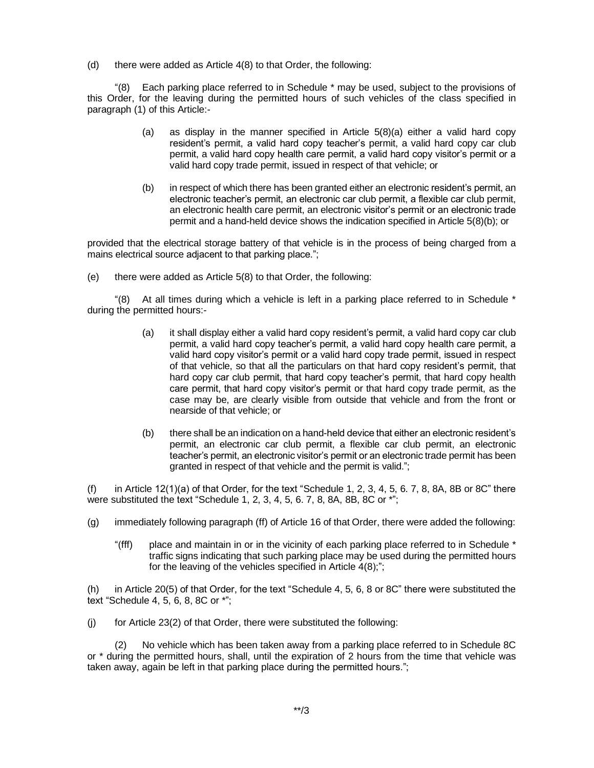(d) there were added as Article 4(8) to that Order, the following:

"(8) Each parking place referred to in Schedule * may be used, subject to the provisions of this Order, for the leaving during the permitted hours of such vehicles of the class specified in paragraph (1) of this Article:-

> (a) as display in the manner specified in Article 5(8)(a) either a valid hard copy resident's permit, a valid hard copy teacher's permit, a valid hard copy car club permit, a valid hard copy health care permit, a valid hard copy visitor's permit or a valid hard copy trade permit, issued in respect of that vehicle; or
>
> (b) in respect of which there has been granted either an electronic resident's permit, an electronic teacher's permit, an electronic car club permit, a flexible car club permit, an electronic health care permit, an electronic visitor's permit or an electronic trade permit and a hand-held device shows the indication specified in Article 5(8)(b); or

provided that the electrical storage battery of that vehicle is in the process of being charged from a mains electrical source adjacent to that parking place.";

(e) there were added as Article 5(8) to that Order, the following:

"(8) At all times during which a vehicle is left in a parking place referred to in Schedule * during the permitted hours:-

> (a) it shall display either a valid hard copy resident's permit, a valid hard copy car club permit, a valid hard copy teacher's permit, a valid hard copy health care permit, a valid hard copy visitor's permit or a valid hard copy trade permit, issued in respect of that vehicle, so that all the particulars on that hard copy resident's permit, that hard copy car club permit, that hard copy teacher's permit, that hard copy health care permit, that hard copy visitor's permit or that hard copy trade permit, as the case may be, are clearly visible from outside that vehicle and from the front or nearside of that vehicle; or
>
> (b) there shall be an indication on a hand-held device that either an electronic resident's permit, an electronic car club permit, a flexible car club permit, an electronic teacher's permit, an electronic visitor's permit or an electronic trade permit has been granted in respect of that vehicle and the permit is valid.";

(f) in Article 12(1)(a) of that Order, for the text "Schedule 1, 2, 3, 4, 5, 6. 7, 8, 8A, 8B or 8C" there were substituted the text "Schedule 1, 2, 3, 4, 5, 6. 7, 8, 8A, 8B, 8C or *";

(g) immediately following paragraph (ff) of Article 16 of that Order, there were added the following:

> "(fff) place and maintain in or in the vicinity of each parking place referred to in Schedule * traffic signs indicating that such parking place may be used during the permitted hours for the leaving of the vehicles specified in Article 4(8);";

(h) in Article 20(5) of that Order, for the text "Schedule 4, 5, 6, 8 or 8C" there were substituted the text "Schedule 4, 5, 6, 8, 8C or *";

(j) for Article 23(2) of that Order, there were substituted the following:

(2) No vehicle which has been taken away from a parking place referred to in Schedule 8C or * during the permitted hours, shall, until the expiration of 2 hours from the time that vehicle was taken away, again be left in that parking place during the permitted hours.";

**/3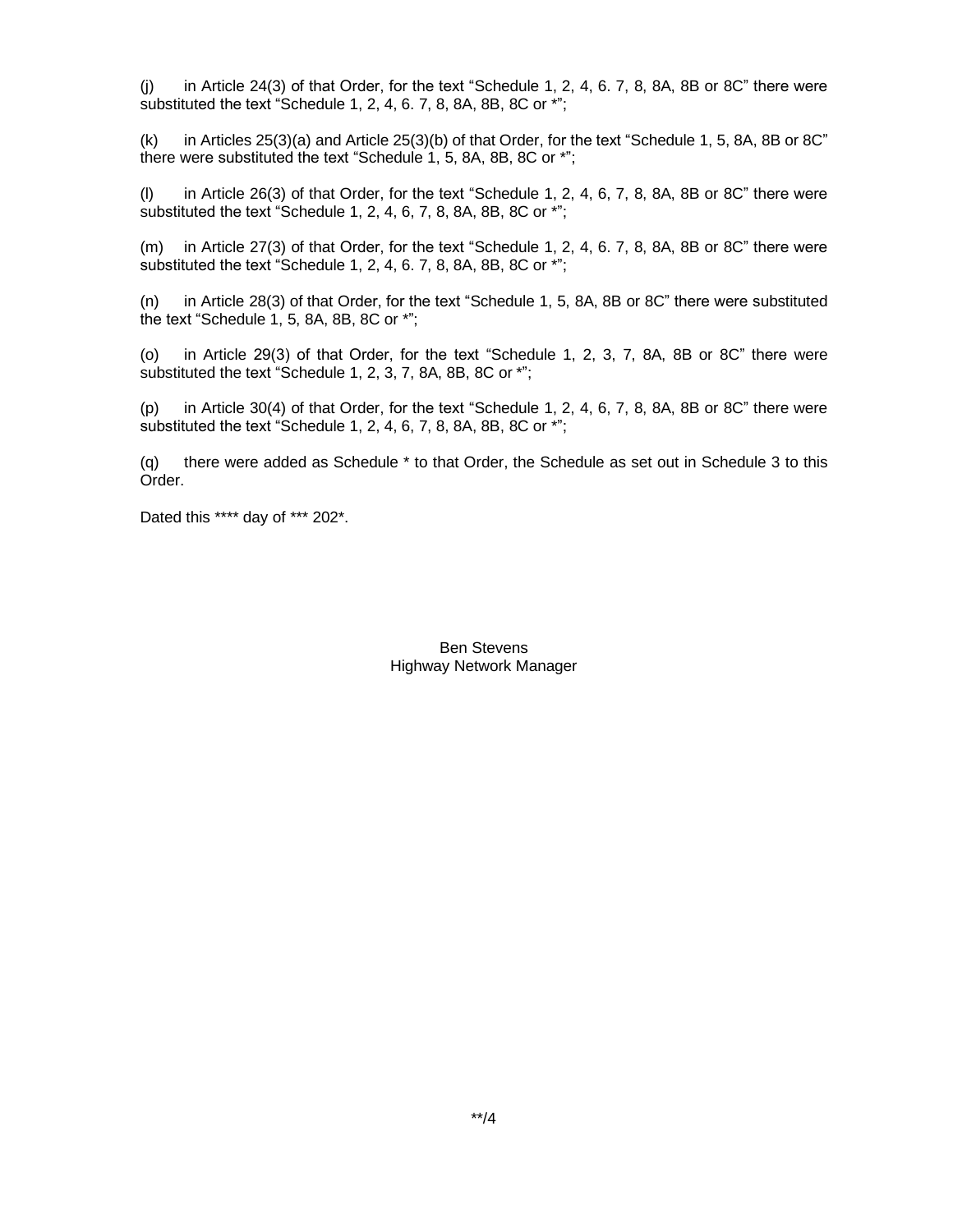(j) in Article 24(3) of that Order, for the text “Schedule 1, 2, 4, 6. 7, 8, 8A, 8B or 8C” there were substituted the text “Schedule 1, 2, 4, 6. 7, 8, 8A, 8B, 8C or *”;

(k) in Articles 25(3)(a) and Article 25(3)(b) of that Order, for the text “Schedule 1, 5, 8A, 8B or 8C” there were substituted the text “Schedule 1, 5, 8A, 8B, 8C or *”;

(l) in Article 26(3) of that Order, for the text “Schedule 1, 2, 4, 6, 7, 8, 8A, 8B or 8C” there were substituted the text “Schedule 1, 2, 4, 6, 7, 8, 8A, 8B, 8C or *”;

(m) in Article 27(3) of that Order, for the text “Schedule 1, 2, 4, 6. 7, 8, 8A, 8B or 8C” there were substituted the text “Schedule 1, 2, 4, 6. 7, 8, 8A, 8B, 8C or *”;

(n) in Article 28(3) of that Order, for the text “Schedule 1, 5, 8A, 8B or 8C” there were substituted the text “Schedule 1, 5, 8A, 8B, 8C or *”;

(o) in Article 29(3) of that Order, for the text “Schedule 1, 2, 3, 7, 8A, 8B or 8C” there were substituted the text “Schedule 1, 2, 3, 7, 8A, 8B, 8C or *”;

(p) in Article 30(4) of that Order, for the text “Schedule 1, 2, 4, 6, 7, 8, 8A, 8B or 8C” there were substituted the text “Schedule 1, 2, 4, 6, 7, 8, 8A, 8B, 8C or *”;

(q) there were added as Schedule * to that Order, the Schedule as set out in Schedule 3 to this Order.

Dated this **** day of *** 202*.

Ben Stevens
Highway Network Manager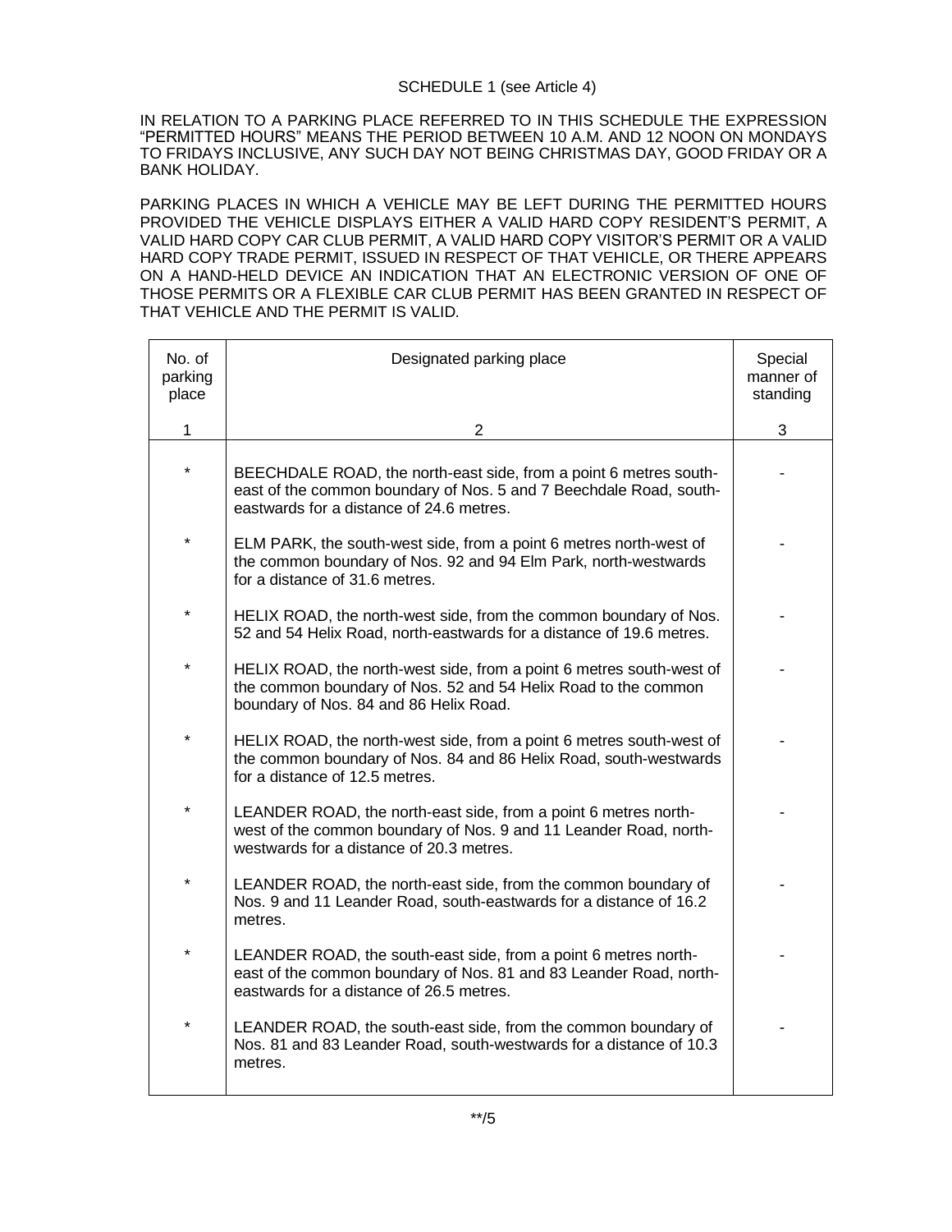SCHEDULE 1 (see Article 4)

IN RELATION TO A PARKING PLACE REFERRED TO IN THIS SCHEDULE THE EXPRESSION "PERMITTED HOURS" MEANS THE PERIOD BETWEEN 10 A.M. AND 12 NOON ON MONDAYS TO FRIDAYS INCLUSIVE, ANY SUCH DAY NOT BEING CHRISTMAS DAY, GOOD FRIDAY OR A BANK HOLIDAY.

PARKING PLACES IN WHICH A VEHICLE MAY BE LEFT DURING THE PERMITTED HOURS PROVIDED THE VEHICLE DISPLAYS EITHER A VALID HARD COPY RESIDENT'S PERMIT, A VALID HARD COPY CAR CLUB PERMIT, A VALID HARD COPY VISITOR'S PERMIT OR A VALID HARD COPY TRADE PERMIT, ISSUED IN RESPECT OF THAT VEHICLE, OR THERE APPEARS ON A HAND-HELD DEVICE AN INDICATION THAT AN ELECTRONIC VERSION OF ONE OF THOSE PERMITS OR A FLEXIBLE CAR CLUB PERMIT HAS BEEN GRANTED IN RESPECT OF THAT VEHICLE AND THE PERMIT IS VALID.

| No. of parking place | Designated parking place | Special manner of standing |
|---|---|---|
| 1 | 2 | 3 |
| * | BEECHDALE ROAD, the north-east side, from a point 6 metres south-east of the common boundary of Nos. 5 and 7 Beechdale Road, south-eastwards for a distance of 24.6 metres. | - |
| * | ELM PARK, the south-west side, from a point 6 metres north-west of the common boundary of Nos. 92 and 94 Elm Park, north-westwards for a distance of 31.6 metres. | - |
| * | HELIX ROAD, the north-west side, from the common boundary of Nos. 52 and 54 Helix Road, north-eastwards for a distance of 19.6 metres. | - |
| * | HELIX ROAD, the north-west side, from a point 6 metres south-west of the common boundary of Nos. 52 and 54 Helix Road to the common boundary of Nos. 84 and 86 Helix Road. | - |
| * | HELIX ROAD, the north-west side, from a point 6 metres south-west of the common boundary of Nos. 84 and 86 Helix Road, south-westwards for a distance of 12.5 metres. | - |
| * | LEANDER ROAD, the north-east side, from a point 6 metres north-west of the common boundary of Nos. 9 and 11 Leander Road, north-westwards for a distance of 20.3 metres. | - |
| * | LEANDER ROAD, the north-east side, from the common boundary of Nos. 9 and 11 Leander Road, south-eastwards for a distance of 16.2 metres. | - |
| * | LEANDER ROAD, the south-east side, from a point 6 metres north-east of the common boundary of Nos. 81 and 83 Leander Road, north-eastwards for a distance of 26.5 metres. | - |
| * | LEANDER ROAD, the south-east side, from the common boundary of Nos. 81 and 83 Leander Road, south-westwards for a distance of 10.3 metres. | - |

**/5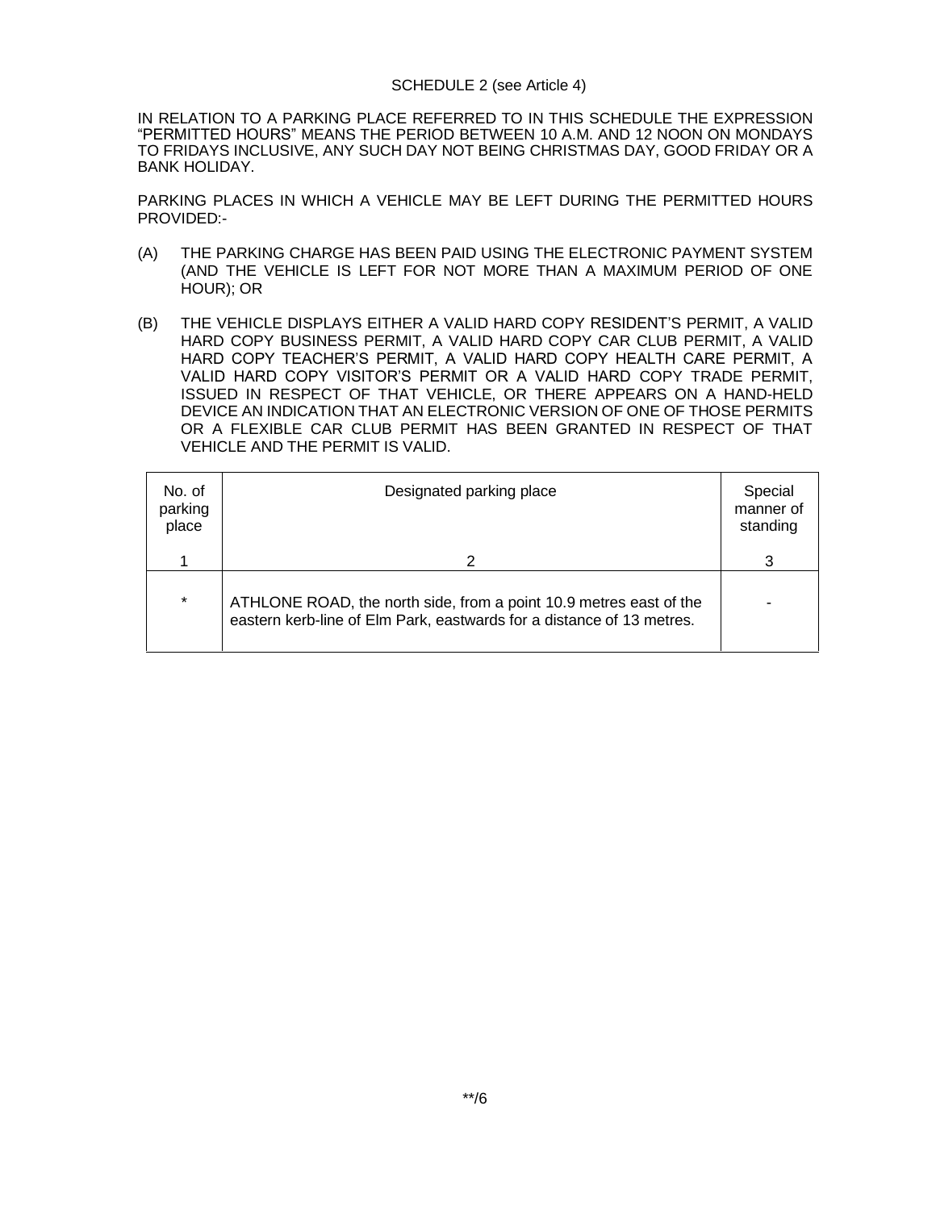SCHEDULE 2 (see Article 4)

IN RELATION TO A PARKING PLACE REFERRED TO IN THIS SCHEDULE THE EXPRESSION "PERMITTED HOURS" MEANS THE PERIOD BETWEEN 10 A.M. AND 12 NOON ON MONDAYS TO FRIDAYS INCLUSIVE, ANY SUCH DAY NOT BEING CHRISTMAS DAY, GOOD FRIDAY OR A BANK HOLIDAY.

PARKING PLACES IN WHICH A VEHICLE MAY BE LEFT DURING THE PERMITTED HOURS PROVIDED:-

(A) THE PARKING CHARGE HAS BEEN PAID USING THE ELECTRONIC PAYMENT SYSTEM (AND THE VEHICLE IS LEFT FOR NOT MORE THAN A MAXIMUM PERIOD OF ONE HOUR); OR

(B) THE VEHICLE DISPLAYS EITHER A VALID HARD COPY RESIDENT'S PERMIT, A VALID HARD COPY BUSINESS PERMIT, A VALID HARD COPY CAR CLUB PERMIT, A VALID HARD COPY TEACHER'S PERMIT, A VALID HARD COPY HEALTH CARE PERMIT, A VALID HARD COPY VISITOR'S PERMIT OR A VALID HARD COPY TRADE PERMIT, ISSUED IN RESPECT OF THAT VEHICLE, OR THERE APPEARS ON A HAND-HELD DEVICE AN INDICATION THAT AN ELECTRONIC VERSION OF ONE OF THOSE PERMITS OR A FLEXIBLE CAR CLUB PERMIT HAS BEEN GRANTED IN RESPECT OF THAT VEHICLE AND THE PERMIT IS VALID.

| No. of parking place | Designated parking place | Special manner of standing |
|---|---|---|
| 1 | 2 | 3 |
| * | ATHLONE ROAD, the north side, from a point 10.9 metres east of the eastern kerb-line of Elm Park, eastwards for a distance of 13 metres. | - |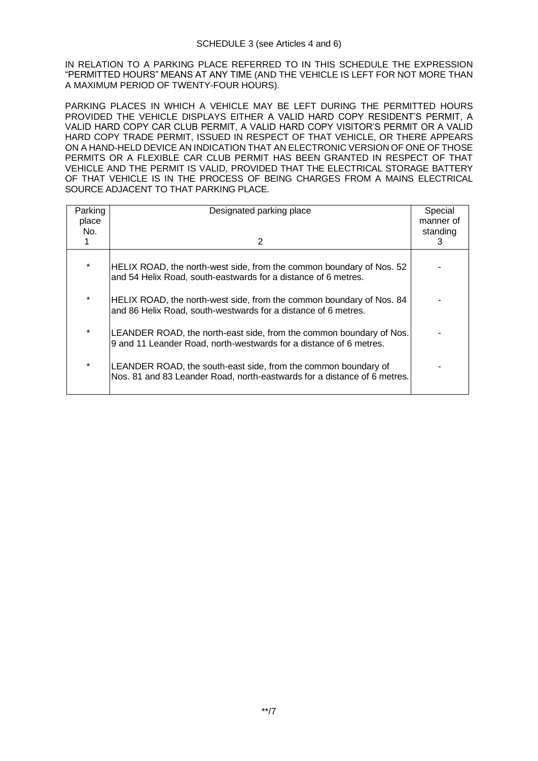SCHEDULE 3 (see Articles 4 and 6)

IN RELATION TO A PARKING PLACE REFERRED TO IN THIS SCHEDULE THE EXPRESSION "PERMITTED HOURS" MEANS AT ANY TIME (AND THE VEHICLE IS LEFT FOR NOT MORE THAN A MAXIMUM PERIOD OF TWENTY-FOUR HOURS).

PARKING PLACES IN WHICH A VEHICLE MAY BE LEFT DURING THE PERMITTED HOURS PROVIDED THE VEHICLE DISPLAYS EITHER A VALID HARD COPY RESIDENT'S PERMIT, A VALID HARD COPY CAR CLUB PERMIT, A VALID HARD COPY VISITOR'S PERMIT OR A VALID HARD COPY TRADE PERMIT, ISSUED IN RESPECT OF THAT VEHICLE, OR THERE APPEARS ON A HAND-HELD DEVICE AN INDICATION THAT AN ELECTRONIC VERSION OF ONE OF THOSE PERMITS OR A FLEXIBLE CAR CLUB PERMIT HAS BEEN GRANTED IN RESPECT OF THAT VEHICLE AND THE PERMIT IS VALID, PROVIDED THAT THE ELECTRICAL STORAGE BATTERY OF THAT VEHICLE IS IN THE PROCESS OF BEING CHARGES FROM A MAINS ELECTRICAL SOURCE ADJACENT TO THAT PARKING PLACE.

| Parking place No.<br>1 | Designated parking place<br>2 | Special manner of standing<br>3 |
|---|---|---|
| * | HELIX ROAD, the north-west side, from the common boundary of Nos. 52 and 54 Helix Road, south-eastwards for a distance of 6 metres. | - |
| * | HELIX ROAD, the north-west side, from the common boundary of Nos. 84 and 86 Helix Road, south-westwards for a distance of 6 metres. | - |
| * | LEANDER ROAD, the north-east side, from the common boundary of Nos. 9 and 11 Leander Road, north-westwards for a distance of 6 metres. | - |
| * | LEANDER ROAD, the south-east side, from the common boundary of Nos. 81 and 83 Leander Road, north-eastwards for a distance of 6 metres. | - |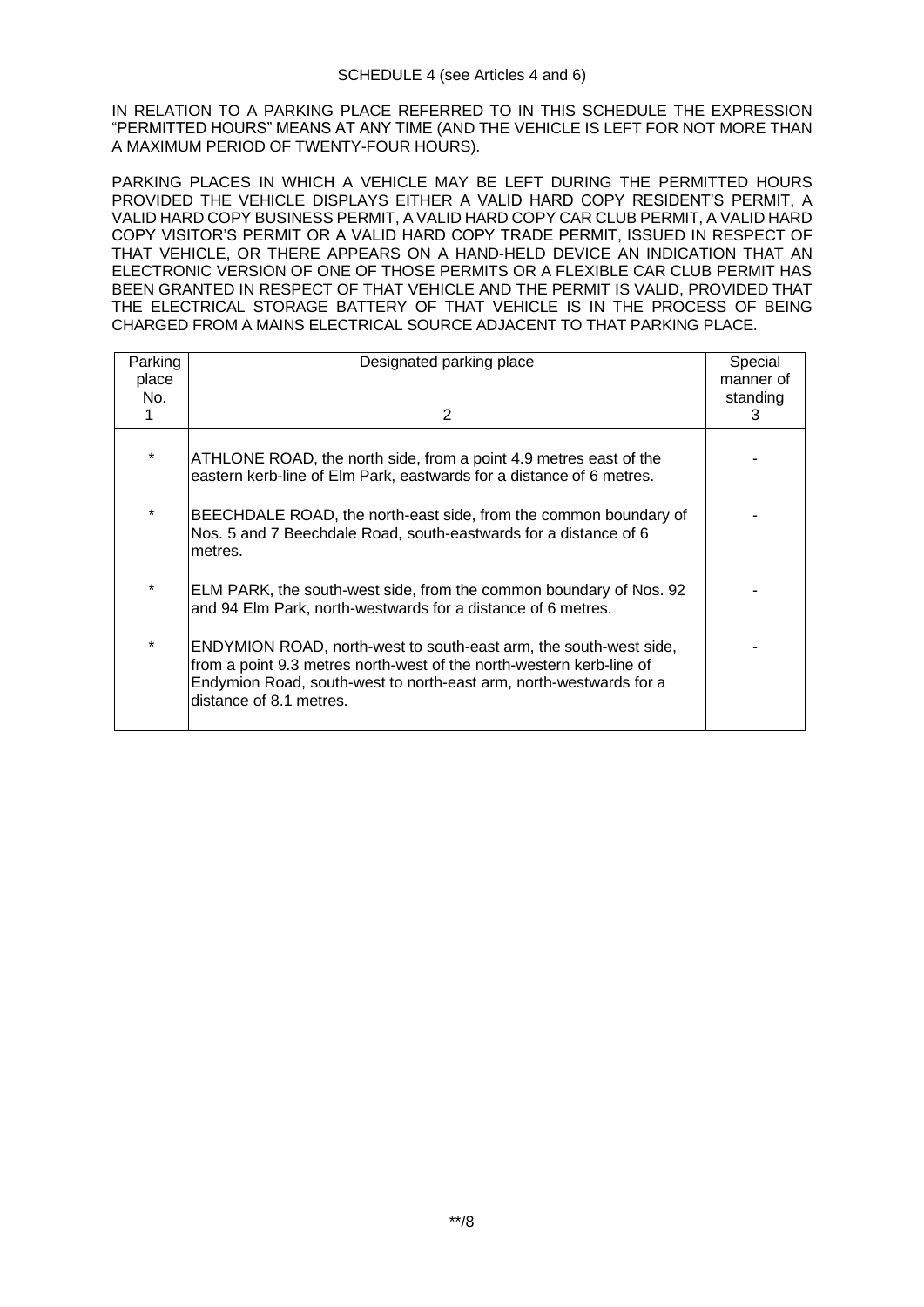SCHEDULE 4 (see Articles 4 and 6)

IN RELATION TO A PARKING PLACE REFERRED TO IN THIS SCHEDULE THE EXPRESSION "PERMITTED HOURS" MEANS AT ANY TIME (AND THE VEHICLE IS LEFT FOR NOT MORE THAN A MAXIMUM PERIOD OF TWENTY-FOUR HOURS).

PARKING PLACES IN WHICH A VEHICLE MAY BE LEFT DURING THE PERMITTED HOURS PROVIDED THE VEHICLE DISPLAYS EITHER A VALID HARD COPY RESIDENT'S PERMIT, A VALID HARD COPY BUSINESS PERMIT, A VALID HARD COPY CAR CLUB PERMIT, A VALID HARD COPY VISITOR'S PERMIT OR A VALID HARD COPY TRADE PERMIT, ISSUED IN RESPECT OF THAT VEHICLE, OR THERE APPEARS ON A HAND-HELD DEVICE AN INDICATION THAT AN ELECTRONIC VERSION OF ONE OF THOSE PERMITS OR A FLEXIBLE CAR CLUB PERMIT HAS BEEN GRANTED IN RESPECT OF THAT VEHICLE AND THE PERMIT IS VALID, PROVIDED THAT THE ELECTRICAL STORAGE BATTERY OF THAT VEHICLE IS IN THE PROCESS OF BEING CHARGED FROM A MAINS ELECTRICAL SOURCE ADJACENT TO THAT PARKING PLACE.

| Parking place No. 1 | Designated parking place 2 | Special manner of standing 3 |
|---|---|---|
| * | ATHLONE ROAD, the north side, from a point 4.9 metres east of the eastern kerb-line of Elm Park, eastwards for a distance of 6 metres. | - |
| * | BEECHDALE ROAD, the north-east side, from the common boundary of Nos. 5 and 7 Beechdale Road, south-eastwards for a distance of 6 metres. | - |
| * | ELM PARK, the south-west side, from the common boundary of Nos. 92 and 94 Elm Park, north-westwards for a distance of 6 metres. | - |
| * | ENDYMION ROAD, north-west to south-east arm, the south-west side, from a point 9.3 metres north-west of the north-western kerb-line of Endymion Road, south-west to north-east arm, north-westwards for a distance of 8.1 metres. | - |